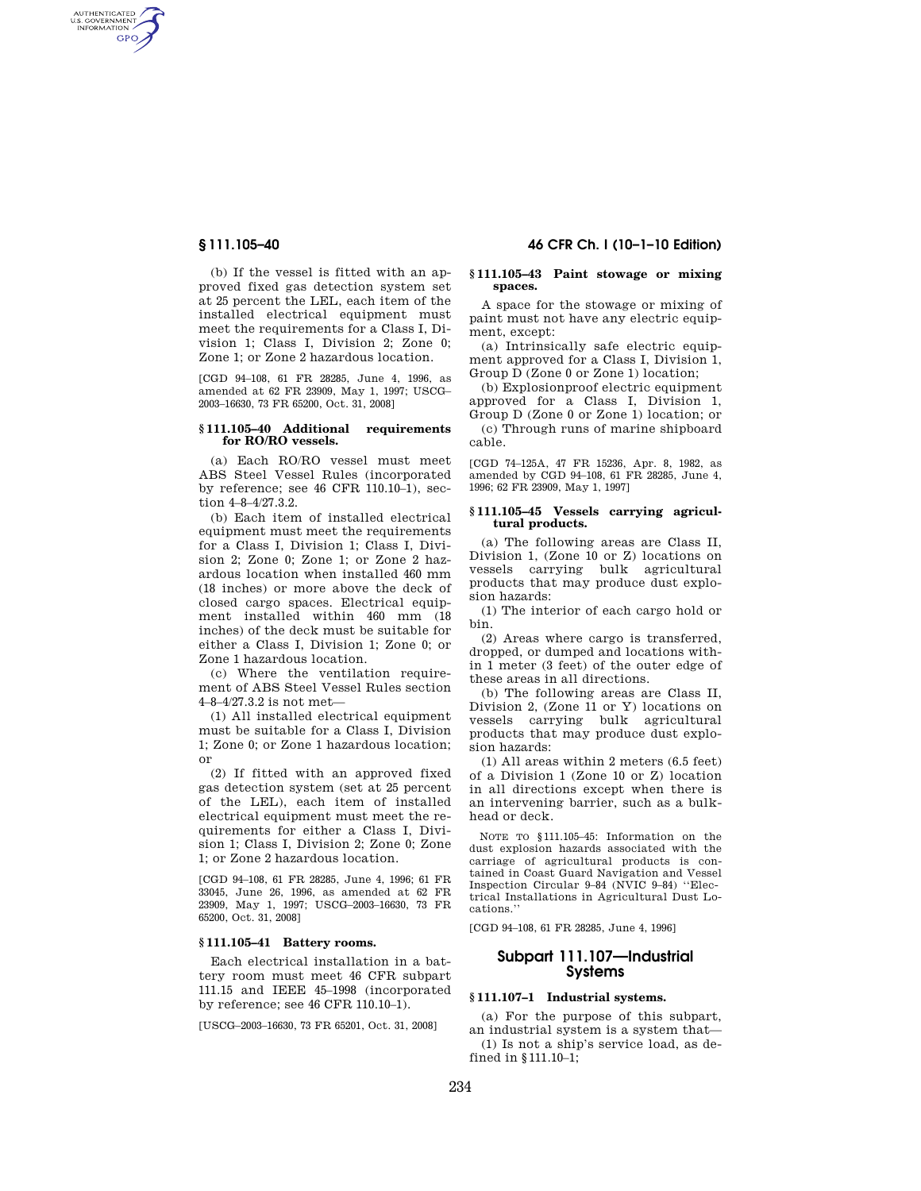(b) If the vessel is fitted with an approved fixed gas detection system set at 25 percent the LEL, each item of the installed electrical equipment must meet the requirements for a Class I, Division 1; Class I, Division 2; Zone 0; Zone 1; or Zone 2 hazardous location.

[CGD 94–108, 61 FR 28285, June 4, 1996, as amended at 62 FR 23909, May 1, 1997; USCG–2003–16630, 73 FR 65200, Oct. 31, 2008]

### § 111.105–40 Additional requirements for RO/RO vessels.

(a) Each RO/RO vessel must meet ABS Steel Vessel Rules (incorporated by reference; see 46 CFR 110.10–1), section 4–8–4/27.3.2.

(b) Each item of installed electrical equipment must meet the requirements for a Class I, Division 1; Class I, Division 2; Zone 0; Zone 1; or Zone 2 hazardous location when installed 460 mm (18 inches) or more above the deck of closed cargo spaces. Electrical equipment installed within 460 mm (18 inches) of the deck must be suitable for either a Class I, Division 1; Zone 0; or Zone 1 hazardous location.

(c) Where the ventilation requirement of ABS Steel Vessel Rules section 4–8–4/27.3.2 is not met—

(1) All installed electrical equipment must be suitable for a Class I, Division 1; Zone 0; or Zone 1 hazardous location; or

(2) If fitted with an approved fixed gas detection system (set at 25 percent of the LEL), each item of installed electrical equipment must meet the requirements for either a Class I, Division 1; Class I, Division 2; Zone 0; Zone 1; or Zone 2 hazardous location.

[CGD 94–108, 61 FR 28285, June 4, 1996; 61 FR 33045, June 26, 1996, as amended at 62 FR 23909, May 1, 1997; USCG–2003–16630, 73 FR 65200, Oct. 31, 2008]

### § 111.105–41 Battery rooms.

Each electrical installation in a battery room must meet 46 CFR subpart 111.15 and IEEE 45–1998 (incorporated by reference; see 46 CFR 110.10–1).

[USCG–2003–16630, 73 FR 65201, Oct. 31, 2008]

### § 111.105–43 Paint stowage or mixing spaces.

A space for the stowage or mixing of paint must not have any electric equipment, except:

(a) Intrinsically safe electric equipment approved for a Class I, Division 1, Group D (Zone 0 or Zone 1) location;

(b) Explosionproof electric equipment approved for a Class I, Division 1, Group D (Zone 0 or Zone 1) location; or

(c) Through runs of marine shipboard cable.

[CGD 74–125A, 47 FR 15236, Apr. 8, 1982, as amended by CGD 94–108, 61 FR 28285, June 4, 1996; 62 FR 23909, May 1, 1997]

### § 111.105–45 Vessels carrying agricultural products.

(a) The following areas are Class II, Division 1, (Zone 10 or Z) locations on vessels carrying bulk agricultural products that may produce dust explosion hazards:

(1) The interior of each cargo hold or bin.

(2) Areas where cargo is transferred, dropped, or dumped and locations within 1 meter (3 feet) of the outer edge of these areas in all directions.

(b) The following areas are Class II, Division 2, (Zone 11 or Y) locations on vessels carrying bulk agricultural products that may produce dust explosion hazards:

(1) All areas within 2 meters (6.5 feet) of a Division 1 (Zone 10 or Z) location in all directions except when there is an intervening barrier, such as a bulkhead or deck.

NOTE TO § 111.105–45: Information on the dust explosion hazards associated with the carriage of agricultural products is contained in Coast Guard Navigation and Vessel Inspection Circular 9–84 (NVIC 9–84) ''Electrical Installations in Agricultural Dust Locations.''

[CGD 94–108, 61 FR 28285, June 4, 1996]

## Subpart 111.107—Industrial Systems

### § 111.107–1 Industrial systems.

(a) For the purpose of this subpart, an industrial system is a system that—

(1) Is not a ship's service load, as defined in § 111.10–1;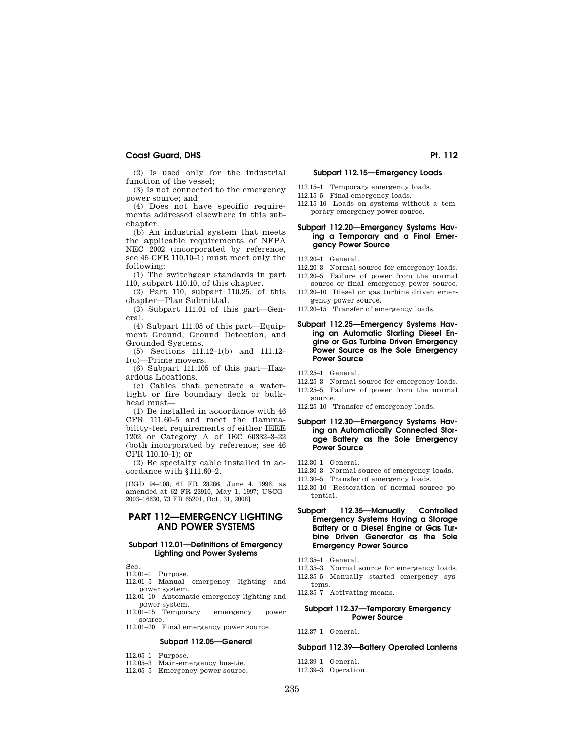(2) Is used only for the industrial function of the vessel;

(3) Is not connected to the emergency power source; and

(4) Does not have specific requirements addressed elsewhere in this subchapter.

(b) An industrial system that meets the applicable requirements of NFPA NEC 2002 (incorporated by reference, see 46 CFR 110.10–1) must meet only the following:

(1) The switchgear standards in part 110, subpart 110.10, of this chapter.

(2) Part 110, subpart 110.25, of this chapter—Plan Submittal.

(3) Subpart 111.01 of this part—General.

(4) Subpart 111.05 of this part—Equipment Ground, Ground Detection, and Grounded Systems.

(5) Sections 111.12–1(b) and 111.12–1(c)—Prime movers.

(6) Subpart 111.105 of this part—Hazardous Locations.

(c) Cables that penetrate a watertight or fire boundary deck or bulkhead must—

(1) Be installed in accordance with 46 CFR 111.60–5 and meet the flammability-test requirements of either IEEE 1202 or Category A of IEC 60332–3–22 (both incorporated by reference; see 46 CFR 110.10–1); or

(2) Be specialty cable installed in accordance with §111.60–2.

[CGD 94–108, 61 FR 28286, June 4, 1996, as amended at 62 FR 23910, May 1, 1997; USCG–2003–16630, 73 FR 65201, Oct. 31, 2008]

# PART 112—EMERGENCY LIGHTING AND POWER SYSTEMS

### Subpart 112.01—Definitions of Emergency Lighting and Power Systems

Sec.

112.01–1 Purpose.

112.01–5 Manual emergency lighting and power system.

112.01–10 Automatic emergency lighting and power system.

112.01–15 Temporary emergency power source.

112.01–20 Final emergency power source.

### Subpart 112.05—General

112.05–1 Purpose.

112.05–3 Main-emergency bus-tie.

112.05–5 Emergency power source.

### Subpart 112.15—Emergency Loads

112.15–1 Temporary emergency loads.

112.15–5 Final emergency loads.

112.15–10 Loads on systems without a temporary emergency power source.

### Subpart 112.20—Emergency Systems Having a Temporary and a Final Emergency Power Source

112.20–1 General.

112.20–3 Normal source for emergency loads.

112.20–5 Failure of power from the normal source or final emergency power source.

112.20–10 Diesel or gas turbine driven emergency power source.

112.20–15 Transfer of emergency loads.

### Subpart 112.25—Emergency Systems Having an Automatic Starting Diesel Engine or Gas Turbine Driven Emergency Power Source as the Sole Emergency Power Source

112.25–1 General.

112.25–3 Normal source for emergency loads.

112.25–5 Failure of power from the normal source.

112.25–10 Transfer of emergency loads.

### Subpart 112.30—Emergency Systems Having an Automatically Connected Storage Battery as the Sole Emergency Power Source

112.30–1 General.

112.30–3 Normal source of emergency loads.

112.30–5 Transfer of emergency loads.

112.30–10 Restoration of normal source potential.

### Subpart 112.35—Manually Controlled Emergency Systems Having a Storage Battery or a Diesel Engine or Gas Turbine Driven Generator as the Sole Emergency Power Source

112.35–1 General.

112.35–3 Normal source for emergency loads.

112.35–5 Manually started emergency systems.

112.35–7 Activating means.

### Subpart 112.37—Temporary Emergency Power Source

112.37–1 General.

### Subpart 112.39—Battery Operated Lanterns

112.39–1 General.

112.39–3 Operation.